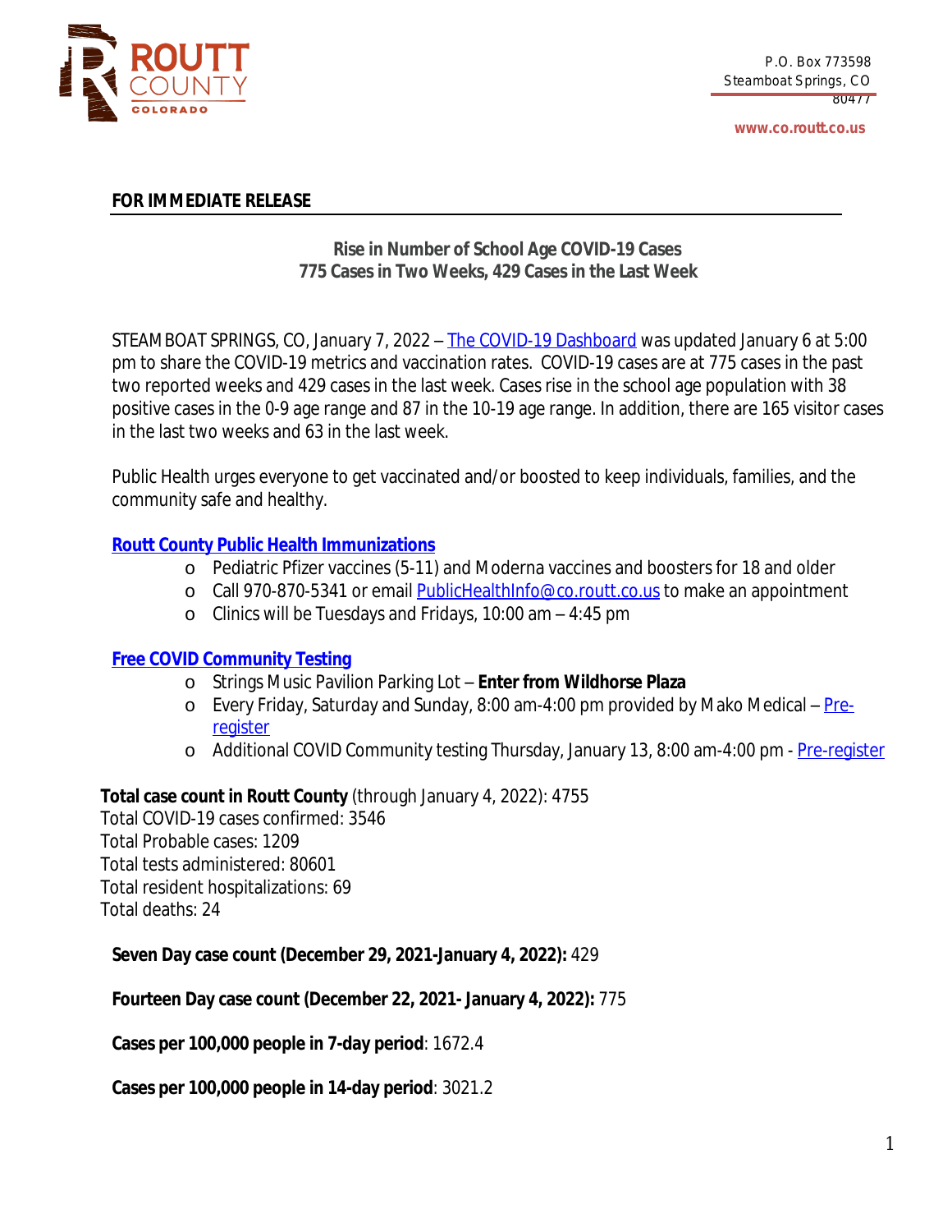ROUTT COUNTY
COLORADO

P.O. Box 773598
Steamboat Springs, CO
80477

www.co.routt.co.us

**FOR IMMEDIATE RELEASE**

**Rise in Number of School Age COVID-19 Cases**
**775 Cases in Two Weeks, 429 Cases in the Last Week**

STEAMBOAT SPRINGS, CO, January 7, 2022 – [The COVID-19 Dashboard]() was updated January 6 at 5:00 pm to share the COVID-19 metrics and vaccination rates. COVID-19 cases are at 775 cases in the past two reported weeks and 429 cases in the last week. Cases rise in the school age population with 38 positive cases in the 0-9 age range and 87 in the 10-19 age range. In addition, there are 165 visitor cases in the last two weeks and 63 in the last week.

Public Health urges everyone to get vaccinated and/or boosted to keep individuals, families, and the community safe and healthy.

**[Routt County Public Health Immunizations]()**

- Pediatric Pfizer vaccines (5-11) and Moderna vaccines and boosters for 18 and older
- Call 970-870-5341 or email [PublicHealthInfo@co.routt.co.us]() to make an appointment
- Clinics will be Tuesdays and Fridays, 10:00 am – 4:45 pm

**[Free COVID Community Testing]()**

- Strings Music Pavilion Parking Lot – **Enter from Wildhorse Plaza**
- Every Friday, Saturday and Sunday, 8:00 am-4:00 pm provided by Mako Medical – [Pre-register]()
- Additional COVID Community testing Thursday, January 13, 8:00 am-4:00 pm - [Pre-register]()

**Total case count in Routt County** (through January 4, 2022): 4755
Total COVID-19 cases confirmed: 3546
Total Probable cases: 1209
Total tests administered: 80601
Total resident hospitalizations: 69
Total deaths: 24

**Seven Day case count (December 29, 2021-January 4, 2022):** 429

**Fourteen Day case count (December 22, 2021- January 4, 2022):** 775

**Cases per 100,000 people in 7-day period**: 1672.4

**Cases per 100,000 people in 14-day period**: 3021.2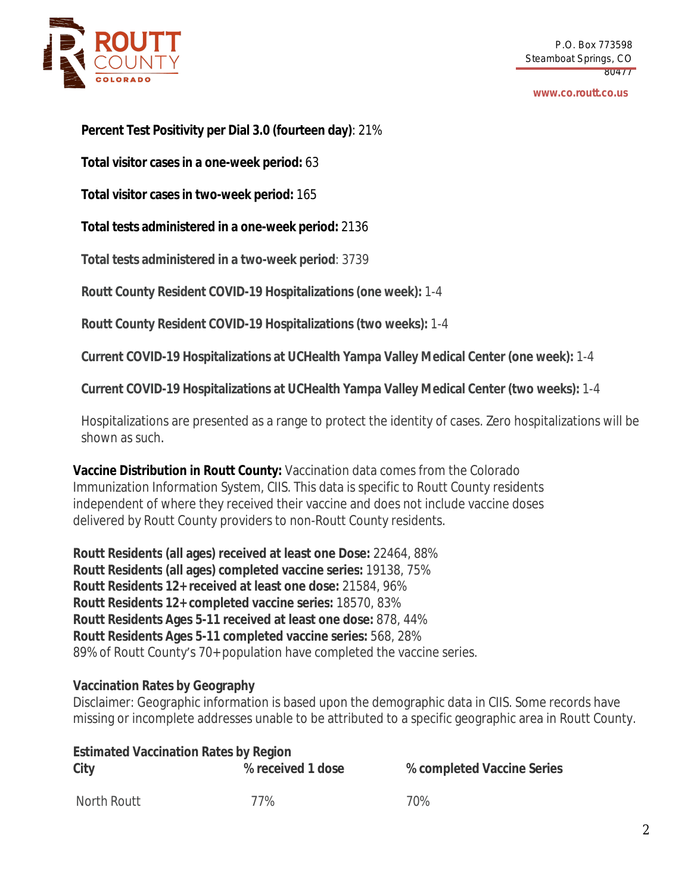**Percent Test Positivity per Dial 3.0 (fourteen day)**: 21%

**Total visitor cases in a one-week period:** 63

**Total visitor cases in two-week period:** 165

**Total tests administered in a one-week period:** 2136

**Total tests administered in a two-week period**: 3739

**Routt County Resident COVID-19 Hospitalizations (one week):** 1-4

**Routt County Resident COVID-19 Hospitalizations (two weeks):** 1-4

**Current COVID-19 Hospitalizations at UCHealth Yampa Valley Medical Center (one week):** 1-4

**Current COVID-19 Hospitalizations at UCHealth Yampa Valley Medical Center (two weeks):** 1-4

Hospitalizations are presented as a range to protect the identity of cases. Zero hospitalizations will be shown as such.

**Vaccine Distribution in Routt County:** Vaccination data comes from the Colorado Immunization Information System, CIIS. This data is specific to Routt County residents independent of where they received their vaccine and does not include vaccine doses delivered by Routt County providers to non-Routt County residents.

**Routt Residents (all ages) received at least one Dose:** 22464, 88%
**Routt Residents (all ages) completed vaccine series:** 19138, 75%
**Routt Residents 12+ received at least one dose:** 21584, 96%
**Routt Residents 12+ completed vaccine series:** 18570, 83%
**Routt Residents Ages 5-11 received at least one dose:** 878, 44%
**Routt Residents Ages 5-11 completed vaccine series:** 568, 28%
89% of Routt County's 70+ population have completed the vaccine series.

**Vaccination Rates by Geography**
Disclaimer: Geographic information is based upon the demographic data in CIIS. Some records have missing or incomplete addresses unable to be attributed to a specific geographic area in Routt County.

**Estimated Vaccination Rates by Region**

| City | % received 1 dose | % completed Vaccine Series |
|---|---|---|
| North Routt | 77% | 70% |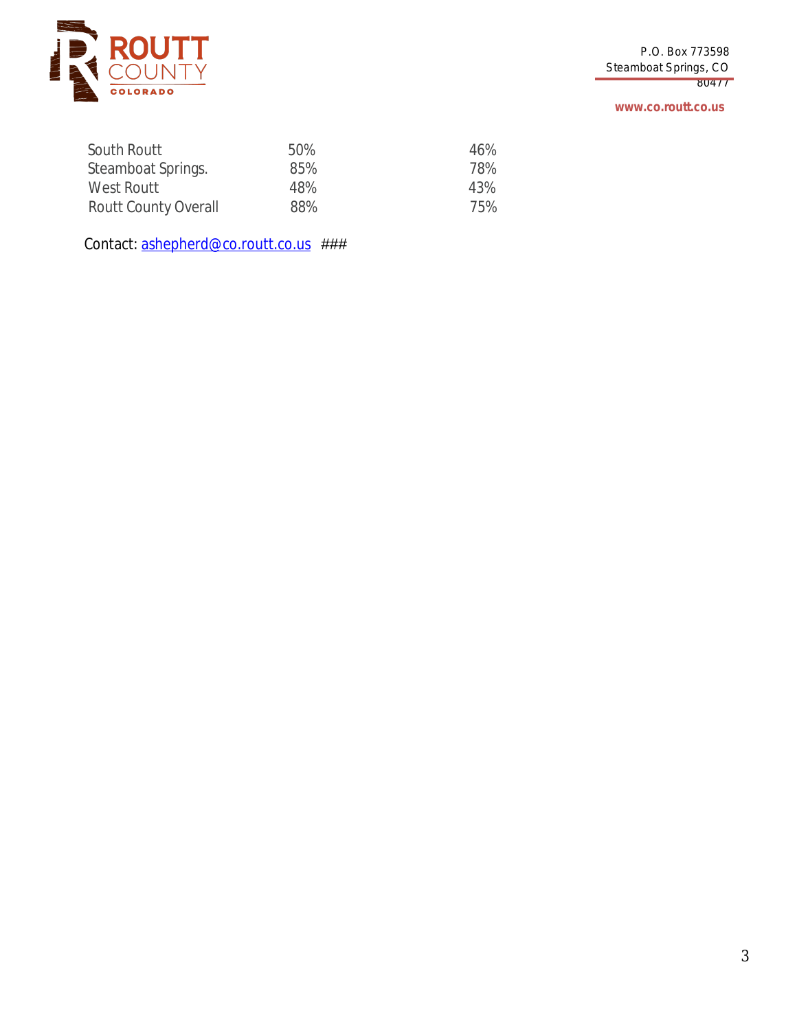| | | |
|---|---|---|
| South Routt | 50% | 46% |
| Steamboat Springs. | 85% | 78% |
| West Routt | 48% | 43% |
| Routt County Overall | 88% | 75% |

Contact: ashepherd@co.routt.co.us ###